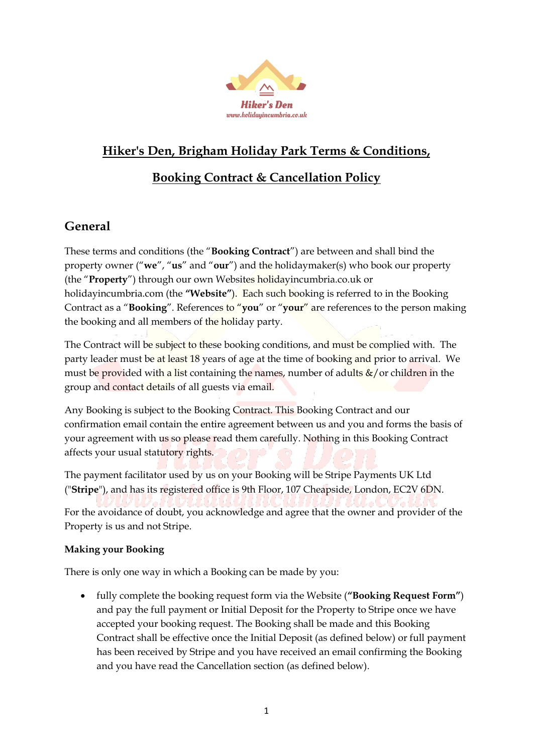# Hiker's Den, Brigham Holiday Park Terms & Conditions,

# Booking Contract & Cancellation Policy

## General

These terms and conditions (the "**Booking Contract**") are between and shall bind the property owner ("**we**", "**us**" and "**our**") and the holidaymaker(s) who book our property (the "**Property**") through our own Websites holidayincumbria.co.uk or holidayincumbria.com (the **"Website"**). Each such booking is referred to in the Booking Contract as a "**Booking**". References to "**you**" or "**your**" are references to the person making the booking and all members of the holiday party.

The Contract will be subject to these booking conditions, and must be complied with. The party leader must be at least 18 years of age at the time of booking and prior to arrival. We must be provided with a list containing the names, number of adults &/or children in the group and contact details of all guests via email.

Any Booking is subject to the Booking Contract. This Booking Contract and our confirmation email contain the entire agreement between us and you and forms the basis of your agreement with us so please read them carefully. Nothing in this Booking Contract affects your usual statutory rights.

The payment facilitator used by us on your Booking will be Stripe Payments UK Ltd ("**Stripe**"), and has its registered office is 9th Floor, 107 Cheapside, London, EC2V 6DN.

For the avoidance of doubt, you acknowledge and agree that the owner and provider of the Property is us and not Stripe.

**Making your Booking**

There is only one way in which a Booking can be made by you:

- fully complete the booking request form via the Website (**"Booking Request Form"**) and pay the full payment or Initial Deposit for the Property to Stripe once we have accepted your booking request. The Booking shall be made and this Booking Contract shall be effective once the Initial Deposit (as defined below) or full payment has been received by Stripe and you have received an email confirming the Booking and you have read the Cancellation section (as defined below).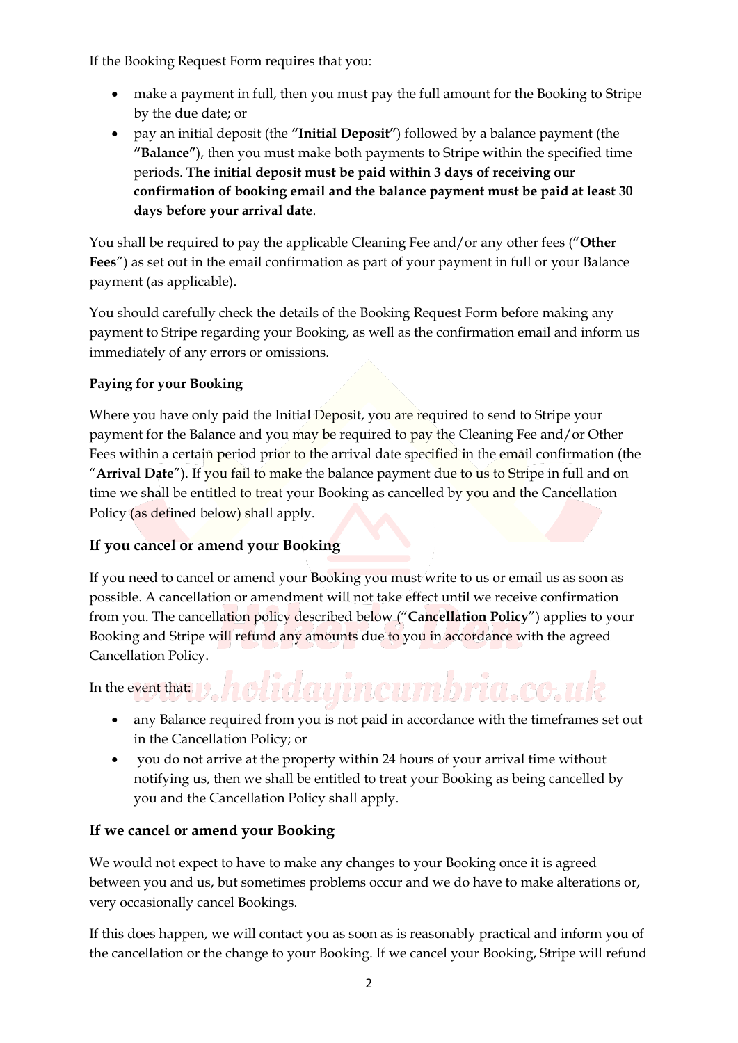If the Booking Request Form requires that you:

- make a payment in full, then you must pay the full amount for the Booking to Stripe by the due date; or
- pay an initial deposit (the **"Initial Deposit"**) followed by a balance payment (the **"Balance"**), then you must make both payments to Stripe within the specified time periods. **The initial deposit must be paid within 3 days of receiving our confirmation of booking email and the balance payment must be paid at least 30 days before your arrival date**.

You shall be required to pay the applicable Cleaning Fee and/or any other fees ("**Other Fees**") as set out in the email confirmation as part of your payment in full or your Balance payment (as applicable).

You should carefully check the details of the Booking Request Form before making any payment to Stripe regarding your Booking, as well as the confirmation email and inform us immediately of any errors or omissions.

**Paying for your Booking**

Where you have only paid the Initial Deposit, you are required to send to Stripe your payment for the Balance and you may be required to pay the Cleaning Fee and/or Other Fees within a certain period prior to the arrival date specified in the email confirmation (the "**Arrival Date**"). If you fail to make the balance payment due to us to Stripe in full and on time we shall be entitled to treat your Booking as cancelled by you and the Cancellation Policy (as defined below) shall apply.

## If you cancel or amend your Booking

If you need to cancel or amend your Booking you must write to us or email us as soon as possible. A cancellation or amendment will not take effect until we receive confirmation from you. The cancellation policy described below ("**Cancellation Policy**") applies to your Booking and Stripe will refund any amounts due to you in accordance with the agreed Cancellation Policy.

In the event that:

- any Balance required from you is not paid in accordance with the timeframes set out in the Cancellation Policy; or
- you do not arrive at the property within 24 hours of your arrival time without notifying us, then we shall be entitled to treat your Booking as being cancelled by you and the Cancellation Policy shall apply.

## If we cancel or amend your Booking

We would not expect to have to make any changes to your Booking once it is agreed between you and us, but sometimes problems occur and we do have to make alterations or, very occasionally cancel Bookings.

If this does happen, we will contact you as soon as is reasonably practical and inform you of the cancellation or the change to your Booking. If we cancel your Booking, Stripe will refund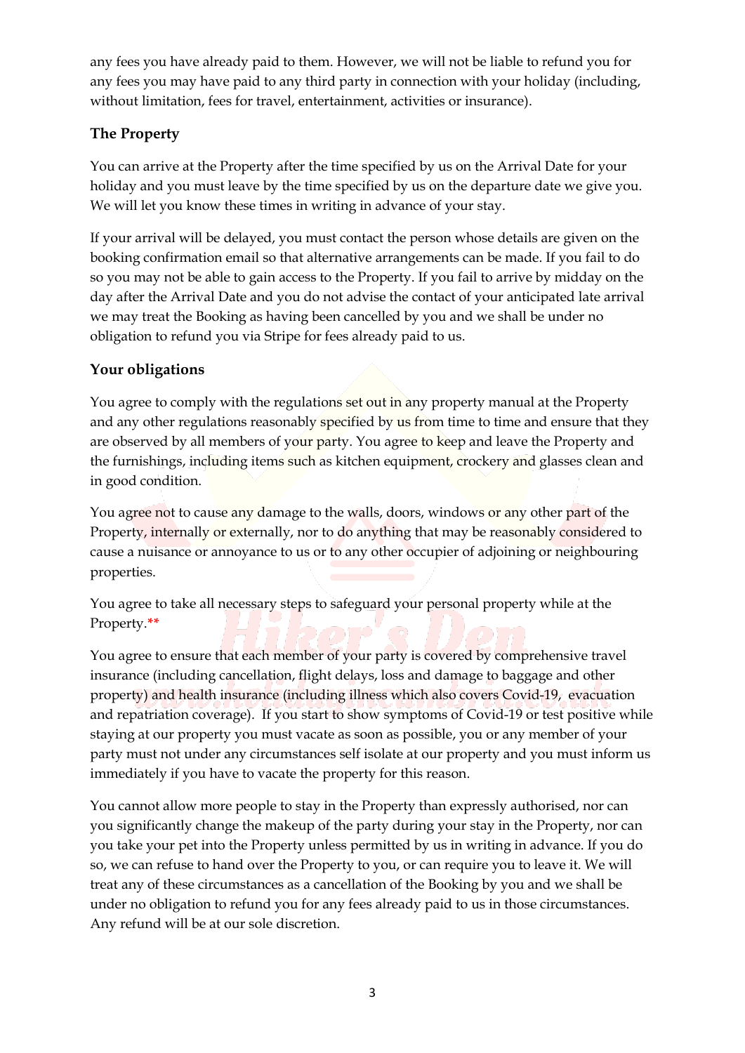any fees you have already paid to them. However, we will not be liable to refund you for any fees you may have paid to any third party in connection with your holiday (including, without limitation, fees for travel, entertainment, activities or insurance).

## The Property

You can arrive at the Property after the time specified by us on the Arrival Date for your holiday and you must leave by the time specified by us on the departure date we give you. We will let you know these times in writing in advance of your stay.

If your arrival will be delayed, you must contact the person whose details are given on the booking confirmation email so that alternative arrangements can be made. If you fail to do so you may not be able to gain access to the Property. If you fail to arrive by midday on the day after the Arrival Date and you do not advise the contact of your anticipated late arrival we may treat the Booking as having been cancelled by you and we shall be under no obligation to refund you via Stripe for fees already paid to us.

## Your obligations

You agree to comply with the regulations set out in any property manual at the Property and any other regulations reasonably specified by us from time to time and ensure that they are observed by all members of your party. You agree to keep and leave the Property and the furnishings, including items such as kitchen equipment, crockery and glasses clean and in good condition.

You agree not to cause any damage to the walls, doors, windows or any other part of the Property, internally or externally, nor to do anything that may be reasonably considered to cause a nuisance or annoyance to us or to any other occupier of adjoining or neighbouring properties.

You agree to take all necessary steps to safeguard your personal property while at the Property.**

You agree to ensure that each member of your party is covered by comprehensive travel insurance (including cancellation, flight delays, loss and damage to baggage and other property) and health insurance (including illness which also covers Covid-19, evacuation and repatriation coverage). If you start to show symptoms of Covid-19 or test positive while staying at our property you must vacate as soon as possible, you or any member of your party must not under any circumstances self isolate at our property and you must inform us immediately if you have to vacate the property for this reason.

You cannot allow more people to stay in the Property than expressly authorised, nor can you significantly change the makeup of the party during your stay in the Property, nor can you take your pet into the Property unless permitted by us in writing in advance. If you do so, we can refuse to hand over the Property to you, or can require you to leave it. We will treat any of these circumstances as a cancellation of the Booking by you and we shall be under no obligation to refund you for any fees already paid to us in those circumstances. Any refund will be at our sole discretion.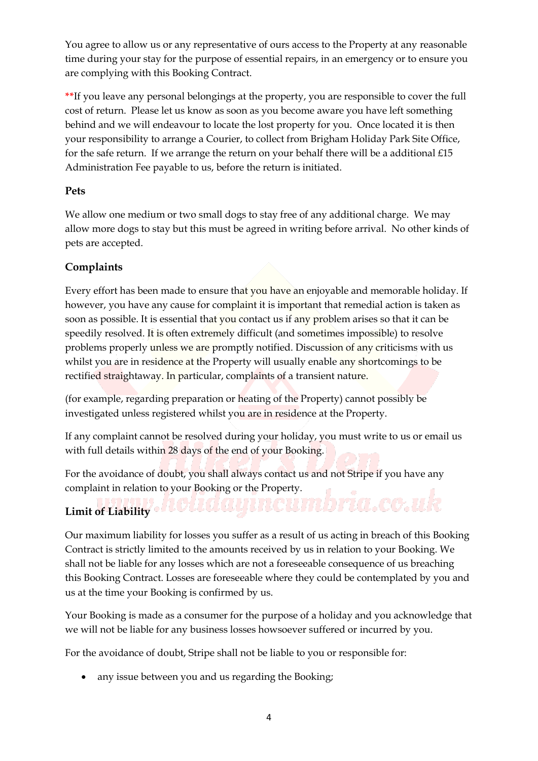You agree to allow us or any representative of ours access to the Property at any reasonable time during your stay for the purpose of essential repairs, in an emergency or to ensure you are complying with this Booking Contract.

**If you leave any personal belongings at the property, you are responsible to cover the full cost of return. Please let us know as soon as you become aware you have left something behind and we will endeavour to locate the lost property for you. Once located it is then your responsibility to arrange a Courier, to collect from Brigham Holiday Park Site Office, for the safe return. If we arrange the return on your behalf there will be a additional £15 Administration Fee payable to us, before the return is initiated.

**Pets**

We allow one medium or two small dogs to stay free of any additional charge. We may allow more dogs to stay but this must be agreed in writing before arrival. No other kinds of pets are accepted.

**Complaints**

Every effort has been made to ensure that you have an enjoyable and memorable holiday. If however, you have any cause for complaint it is important that remedial action is taken as soon as possible. It is essential that you contact us if any problem arises so that it can be speedily resolved. It is often extremely difficult (and sometimes impossible) to resolve problems properly unless we are promptly notified. Discussion of any criticisms with us whilst you are in residence at the Property will usually enable any shortcomings to be rectified straightaway. In particular, complaints of a transient nature.

(for example, regarding preparation or heating of the Property) cannot possibly be investigated unless registered whilst you are in residence at the Property.

If any complaint cannot be resolved during your holiday, you must write to us or email us with full details within 28 days of the end of your Booking.

For the avoidance of doubt, you shall always contact us and not Stripe if you have any complaint in relation to your Booking or the Property.

**Limit of Liability**

Our maximum liability for losses you suffer as a result of us acting in breach of this Booking Contract is strictly limited to the amounts received by us in relation to your Booking. We shall not be liable for any losses which are not a foreseeable consequence of us breaching this Booking Contract. Losses are foreseeable where they could be contemplated by you and us at the time your Booking is confirmed by us.

Your Booking is made as a consumer for the purpose of a holiday and you acknowledge that we will not be liable for any business losses howsoever suffered or incurred by you.

For the avoidance of doubt, Stripe shall not be liable to you or responsible for:

- any issue between you and us regarding the Booking;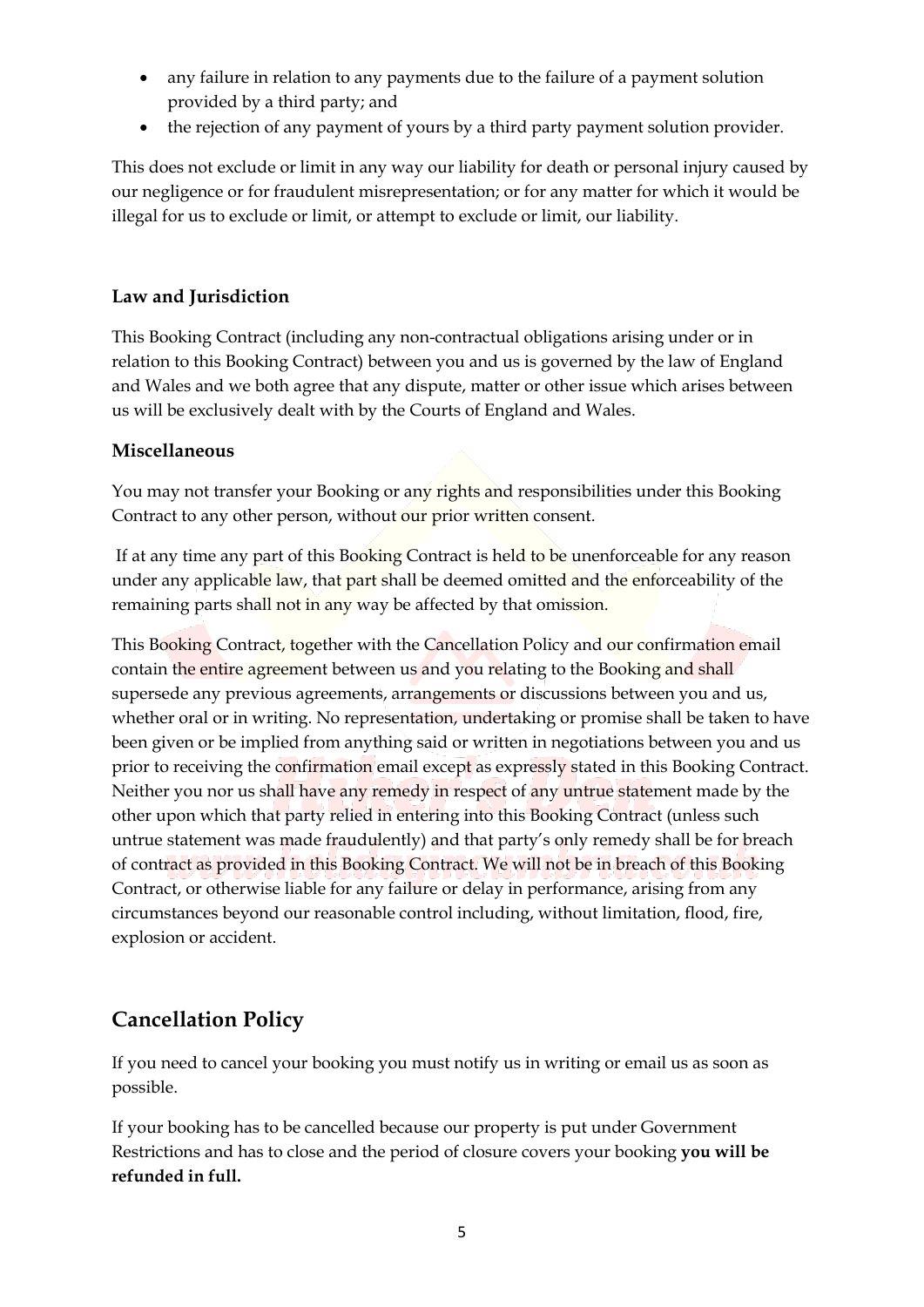- any failure in relation to any payments due to the failure of a payment solution provided by a third party; and
- the rejection of any payment of yours by a third party payment solution provider.

This does not exclude or limit in any way our liability for death or personal injury caused by our negligence or for fraudulent misrepresentation; or for any matter for which it would be illegal for us to exclude or limit, or attempt to exclude or limit, our liability.

### Law and Jurisdiction

This Booking Contract (including any non-contractual obligations arising under or in relation to this Booking Contract) between you and us is governed by the law of England and Wales and we both agree that any dispute, matter or other issue which arises between us will be exclusively dealt with by the Courts of England and Wales.

### Miscellaneous

You may not transfer your Booking or any rights and responsibilities under this Booking Contract to any other person, without our prior written consent.

If at any time any part of this Booking Contract is held to be unenforceable for any reason under any applicable law, that part shall be deemed omitted and the enforceability of the remaining parts shall not in any way be affected by that omission.

This Booking Contract, together with the Cancellation Policy and our confirmation email contain the entire agreement between us and you relating to the Booking and shall supersede any previous agreements, arrangements or discussions between you and us, whether oral or in writing. No representation, undertaking or promise shall be taken to have been given or be implied from anything said or written in negotiations between you and us prior to receiving the confirmation email except as expressly stated in this Booking Contract. Neither you nor us shall have any remedy in respect of any untrue statement made by the other upon which that party relied in entering into this Booking Contract (unless such untrue statement was made fraudulently) and that party's only remedy shall be for breach of contract as provided in this Booking Contract. We will not be in breach of this Booking Contract, or otherwise liable for any failure or delay in performance, arising from any circumstances beyond our reasonable control including, without limitation, flood, fire, explosion or accident.

## Cancellation Policy

If you need to cancel your booking you must notify us in writing or email us as soon as possible.

If your booking has to be cancelled because our property is put under Government Restrictions and has to close and the period of closure covers your booking **you will be refunded in full.**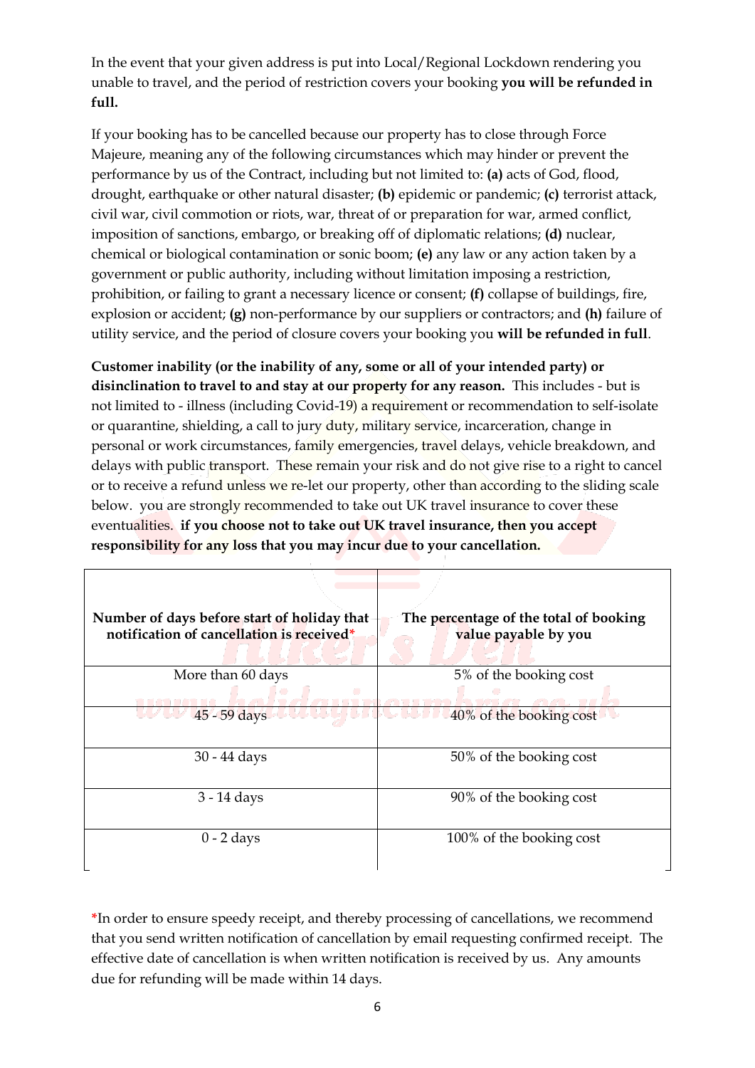In the event that your given address is put into Local/Regional Lockdown rendering you unable to travel, and the period of restriction covers your booking **you will be refunded in full.**

If your booking has to be cancelled because our property has to close through Force Majeure, meaning any of the following circumstances which may hinder or prevent the performance by us of the Contract, including but not limited to: **(a)** acts of God, flood, drought, earthquake or other natural disaster; **(b)** epidemic or pandemic; **(c)** terrorist attack, civil war, civil commotion or riots, war, threat of or preparation for war, armed conflict, imposition of sanctions, embargo, or breaking off of diplomatic relations; **(d)** nuclear, chemical or biological contamination or sonic boom; **(e)** any law or any action taken by a government or public authority, including without limitation imposing a restriction, prohibition, or failing to grant a necessary licence or consent; **(f)** collapse of buildings, fire, explosion or accident; **(g)** non-performance by our suppliers or contractors; and **(h)** failure of utility service, and the period of closure covers your booking you **will be refunded in full**.

**Customer inability (or the inability of any, some or all of your intended party) or disinclination to travel to and stay at our property for any reason.** This includes - but is not limited to - illness (including Covid-19) a requirement or recommendation to self-isolate or quarantine, shielding, a call to jury duty, military service, incarceration, change in personal or work circumstances, family emergencies, travel delays, vehicle breakdown, and delays with public transport. These remain your risk and do not give rise to a right to cancel or to receive a refund unless we re-let our property, other than according to the sliding scale below. you are strongly recommended to take out UK travel insurance to cover these eventualities. **if you choose not to take out UK travel insurance, then you accept responsibility for any loss that you may incur due to your cancellation.**

| Number of days before start of holiday that notification of cancellation is received* | The percentage of the total of booking value payable by you |
|---|---|
| More than 60 days | 5% of the booking cost |
| 45 - 59 days | 40% of the booking cost |
| 30 - 44 days | 50% of the booking cost |
| 3 - 14 days | 90% of the booking cost |
| 0 - 2 days | 100% of the booking cost |

*In order to ensure speedy receipt, and thereby processing of cancellations, we recommend that you send written notification of cancellation by email requesting confirmed receipt. The effective date of cancellation is when written notification is received by us. Any amounts due for refunding will be made within 14 days.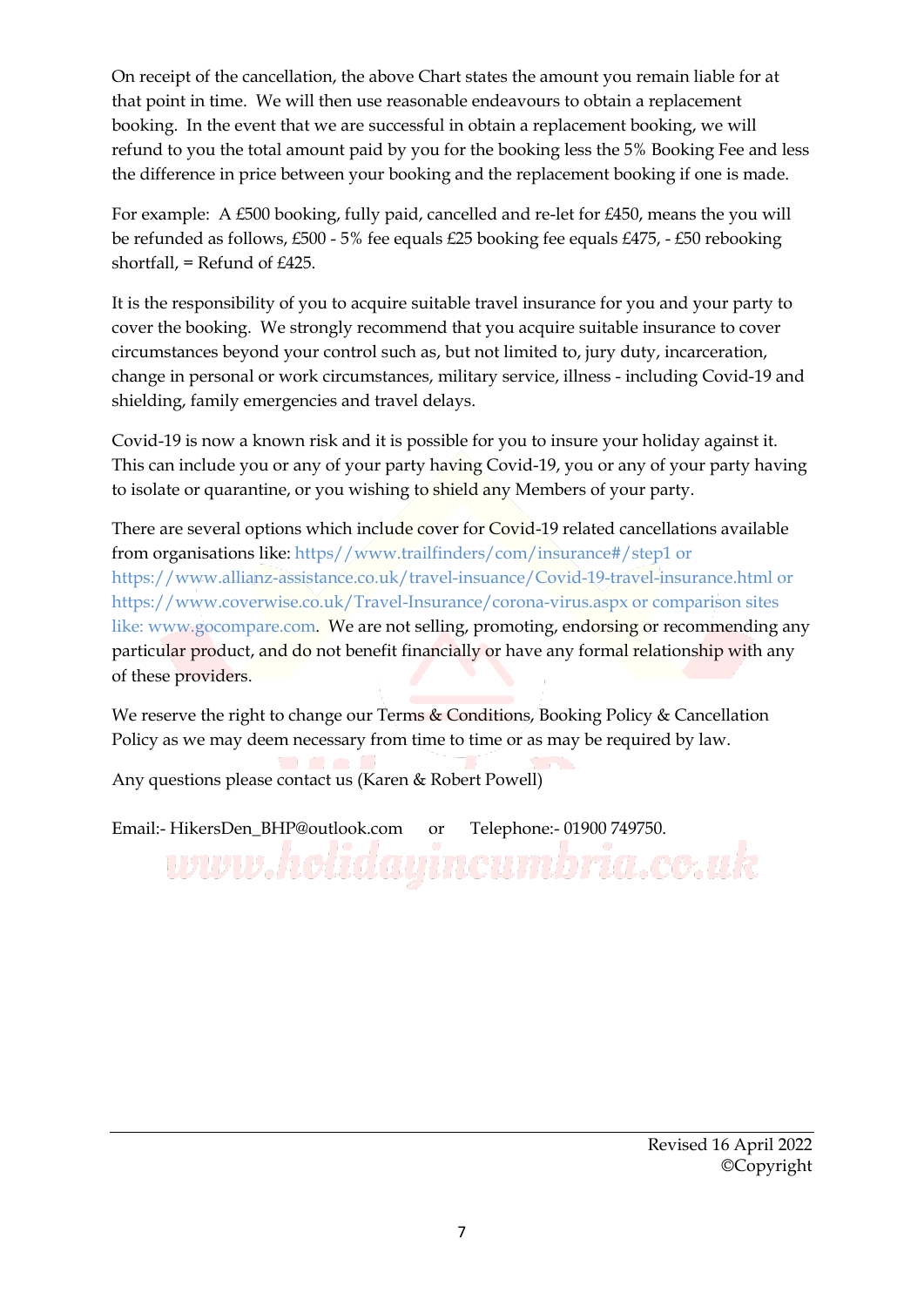On receipt of the cancellation, the above Chart states the amount you remain liable for at that point in time. We will then use reasonable endeavours to obtain a replacement booking. In the event that we are successful in obtain a replacement booking, we will refund to you the total amount paid by you for the booking less the 5% Booking Fee and less the difference in price between your booking and the replacement booking if one is made.

For example: A £500 booking, fully paid, cancelled and re-let for £450, means the you will be refunded as follows, £500 - 5% fee equals £25 booking fee equals £475, - £50 rebooking shortfall, = Refund of £425.

It is the responsibility of you to acquire suitable travel insurance for you and your party to cover the booking. We strongly recommend that you acquire suitable insurance to cover circumstances beyond your control such as, but not limited to, jury duty, incarceration, change in personal or work circumstances, military service, illness - including Covid-19 and shielding, family emergencies and travel delays.

Covid-19 is now a known risk and it is possible for you to insure your holiday against it. This can include you or any of your party having Covid-19, you or any of your party having to isolate or quarantine, or you wishing to shield any Members of your party.

There are several options which include cover for Covid-19 related cancellations available from organisations like: https//www.trailfinders/com/insurance#/step1 or https://www.allianz-assistance.co.uk/travel-insuance/Covid-19-travel-insurance.html or https://www.coverwise.co.uk/Travel-Insurance/corona-virus.aspx or comparison sites like: www.gocompare.com. We are not selling, promoting, endorsing or recommending any particular product, and do not benefit financially or have any formal relationship with any of these providers.

We reserve the right to change our Terms & Conditions, Booking Policy & Cancellation Policy as we may deem necessary from time to time or as may be required by law.

Any questions please contact us (Karen & Robert Powell)

Email:- HikersDen_BHP@outlook.com or Telephone:- 01900 749750.

www.holidayincumbria.co.uk

Revised 16 April 2022
©Copyright